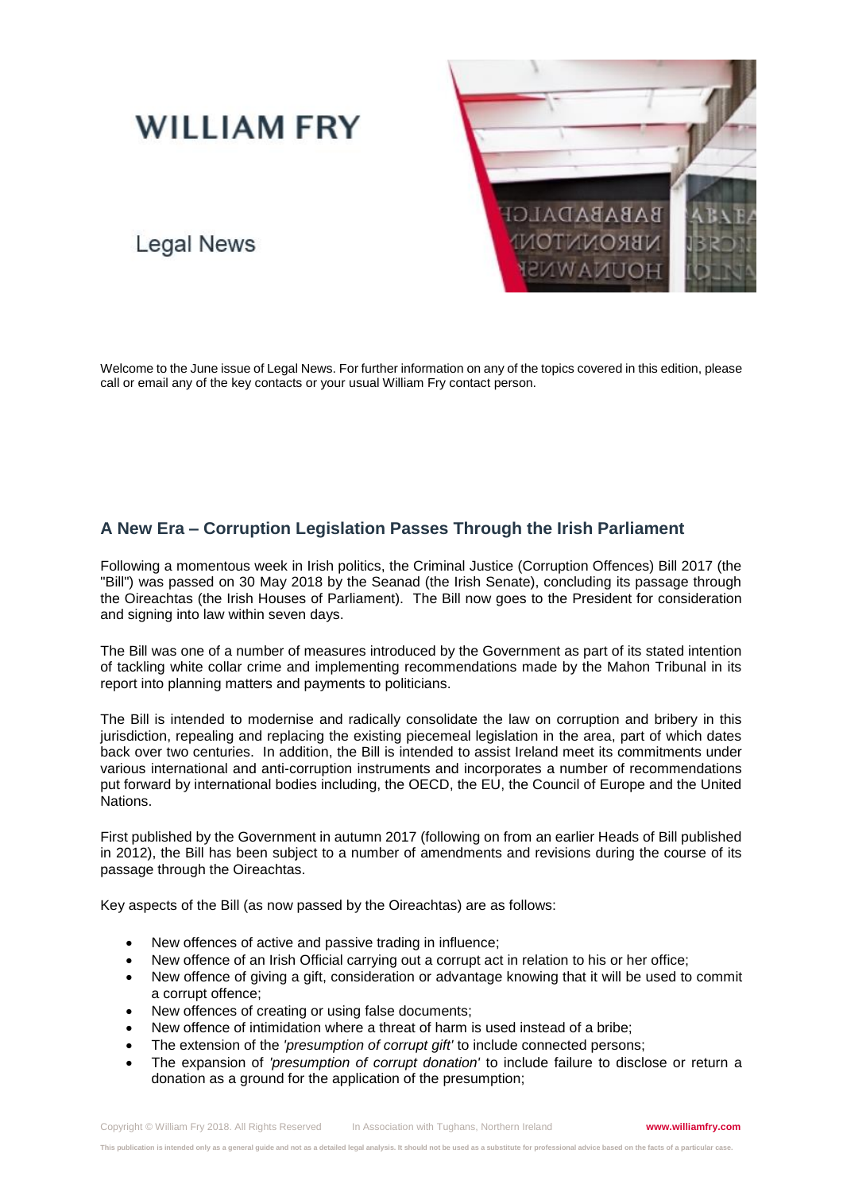# WILLIAM FRY

Legal News

Welcome to the June issue of Legal News. For further information on any of the topics covered in this edition, please call or email any of the key contacts or your usual William Fry contact person.

## A New Era – Corruption Legislation Passes Through the Irish Parliament

Following a momentous week in Irish politics, the Criminal Justice (Corruption Offences) Bill 2017 (the "Bill") was passed on 30 May 2018 by the Seanad (the Irish Senate), concluding its passage through the Oireachtas (the Irish Houses of Parliament). The Bill now goes to the President for consideration and signing into law within seven days.

The Bill was one of a number of measures introduced by the Government as part of its stated intention of tackling white collar crime and implementing recommendations made by the Mahon Tribunal in its report into planning matters and payments to politicians.

The Bill is intended to modernise and radically consolidate the law on corruption and bribery in this jurisdiction, repealing and replacing the existing piecemeal legislation in the area, part of which dates back over two centuries. In addition, the Bill is intended to assist Ireland meet its commitments under various international and anti-corruption instruments and incorporates a number of recommendations put forward by international bodies including, the OECD, the EU, the Council of Europe and the United Nations.

First published by the Government in autumn 2017 (following on from an earlier Heads of Bill published in 2012), the Bill has been subject to a number of amendments and revisions during the course of its passage through the Oireachtas.

Key aspects of the Bill (as now passed by the Oireachtas) are as follows:

- New offences of active and passive trading in influence;
- New offence of an Irish Official carrying out a corrupt act in relation to his or her office;
- New offence of giving a gift, consideration or advantage knowing that it will be used to commit a corrupt offence;
- New offences of creating or using false documents;
- New offence of intimidation where a threat of harm is used instead of a bribe;
- The extension of the *'presumption of corrupt gift'* to include connected persons;
- The expansion of *'presumption of corrupt donation'* to include failure to disclose or return a donation as a ground for the application of the presumption;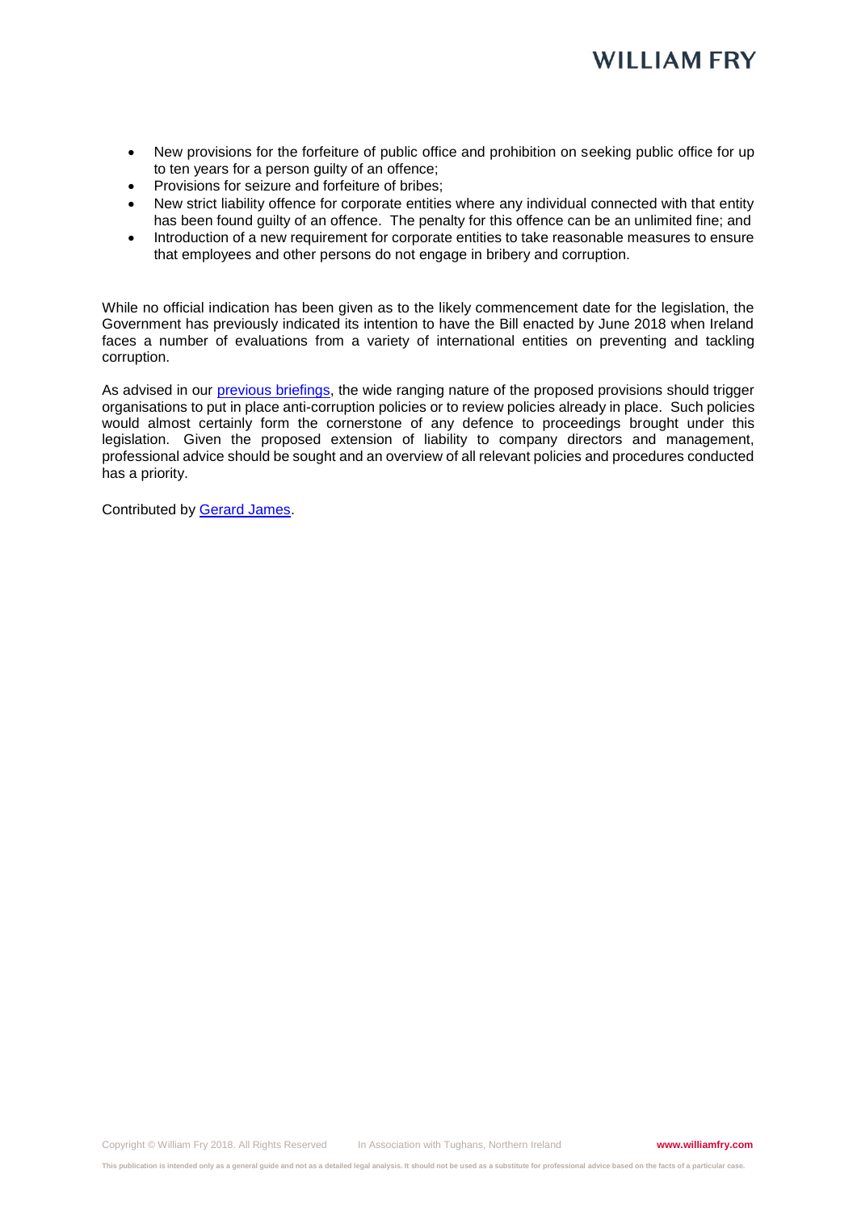- New provisions for the forfeiture of public office and prohibition on seeking public office for up to ten years for a person guilty of an offence;
- Provisions for seizure and forfeiture of bribes;
- New strict liability offence for corporate entities where any individual connected with that entity has been found guilty of an offence. The penalty for this offence can be an unlimited fine; and
- Introduction of a new requirement for corporate entities to take reasonable measures to ensure that employees and other persons do not engage in bribery and corruption.

While no official indication has been given as to the likely commencement date for the legislation, the Government has previously indicated its intention to have the Bill enacted by June 2018 when Ireland faces a number of evaluations from a variety of international entities on preventing and tackling corruption.

As advised in our previous briefings, the wide ranging nature of the proposed provisions should trigger organisations to put in place anti-corruption policies or to review policies already in place. Such policies would almost certainly form the cornerstone of any defence to proceedings brought under this legislation. Given the proposed extension of liability to company directors and management, professional advice should be sought and an overview of all relevant policies and procedures conducted has a priority.

Contributed by Gerard James.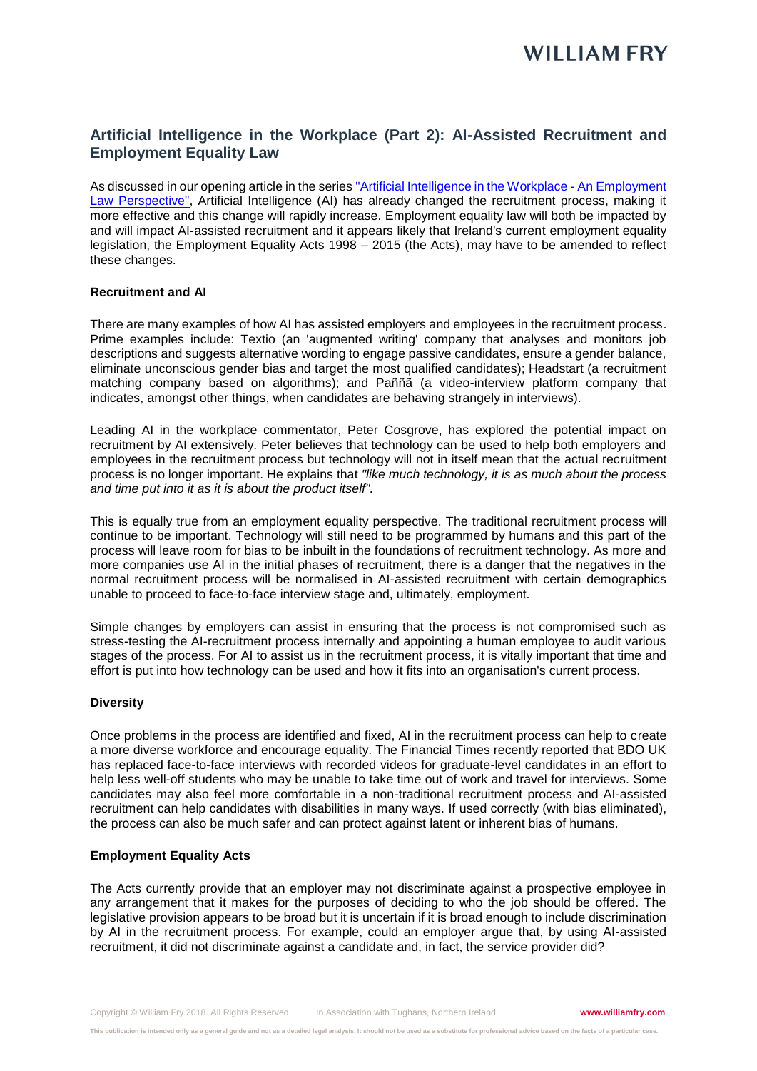## Artificial Intelligence in the Workplace (Part 2): AI-Assisted Recruitment and Employment Equality Law

As discussed in our opening article in the series "Artificial Intelligence in the Workplace - An Employment Law Perspective", Artificial Intelligence (AI) has already changed the recruitment process, making it more effective and this change will rapidly increase. Employment equality law will both be impacted by and will impact AI-assisted recruitment and it appears likely that Ireland's current employment equality legislation, the Employment Equality Acts 1998 – 2015 (the Acts), may have to be amended to reflect these changes.

**Recruitment and AI**

There are many examples of how AI has assisted employers and employees in the recruitment process. Prime examples include: Textio (an 'augmented writing' company that analyses and monitors job descriptions and suggests alternative wording to engage passive candidates, ensure a gender balance, eliminate unconscious gender bias and target the most qualified candidates); Headstart (a recruitment matching company based on algorithms); and Paññã (a video-interview platform company that indicates, amongst other things, when candidates are behaving strangely in interviews).

Leading AI in the workplace commentator, Peter Cosgrove, has explored the potential impact on recruitment by AI extensively. Peter believes that technology can be used to help both employers and employees in the recruitment process but technology will not in itself mean that the actual recruitment process is no longer important. He explains that *"like much technology, it is as much about the process and time put into it as it is about the product itself".*

This is equally true from an employment equality perspective. The traditional recruitment process will continue to be important. Technology will still need to be programmed by humans and this part of the process will leave room for bias to be inbuilt in the foundations of recruitment technology. As more and more companies use AI in the initial phases of recruitment, there is a danger that the negatives in the normal recruitment process will be normalised in AI-assisted recruitment with certain demographics unable to proceed to face-to-face interview stage and, ultimately, employment.

Simple changes by employers can assist in ensuring that the process is not compromised such as stress-testing the AI-recruitment process internally and appointing a human employee to audit various stages of the process. For AI to assist us in the recruitment process, it is vitally important that time and effort is put into how technology can be used and how it fits into an organisation's current process.

**Diversity**

Once problems in the process are identified and fixed, AI in the recruitment process can help to create a more diverse workforce and encourage equality. The Financial Times recently reported that BDO UK has replaced face-to-face interviews with recorded videos for graduate-level candidates in an effort to help less well-off students who may be unable to take time out of work and travel for interviews. Some candidates may also feel more comfortable in a non-traditional recruitment process and AI-assisted recruitment can help candidates with disabilities in many ways. If used correctly (with bias eliminated), the process can also be much safer and can protect against latent or inherent bias of humans.

**Employment Equality Acts**

The Acts currently provide that an employer may not discriminate against a prospective employee in any arrangement that it makes for the purposes of deciding to who the job should be offered. The legislative provision appears to be broad but it is uncertain if it is broad enough to include discrimination by AI in the recruitment process. For example, could an employer argue that, by using AI-assisted recruitment, it did not discriminate against a candidate and, in fact, the service provider did?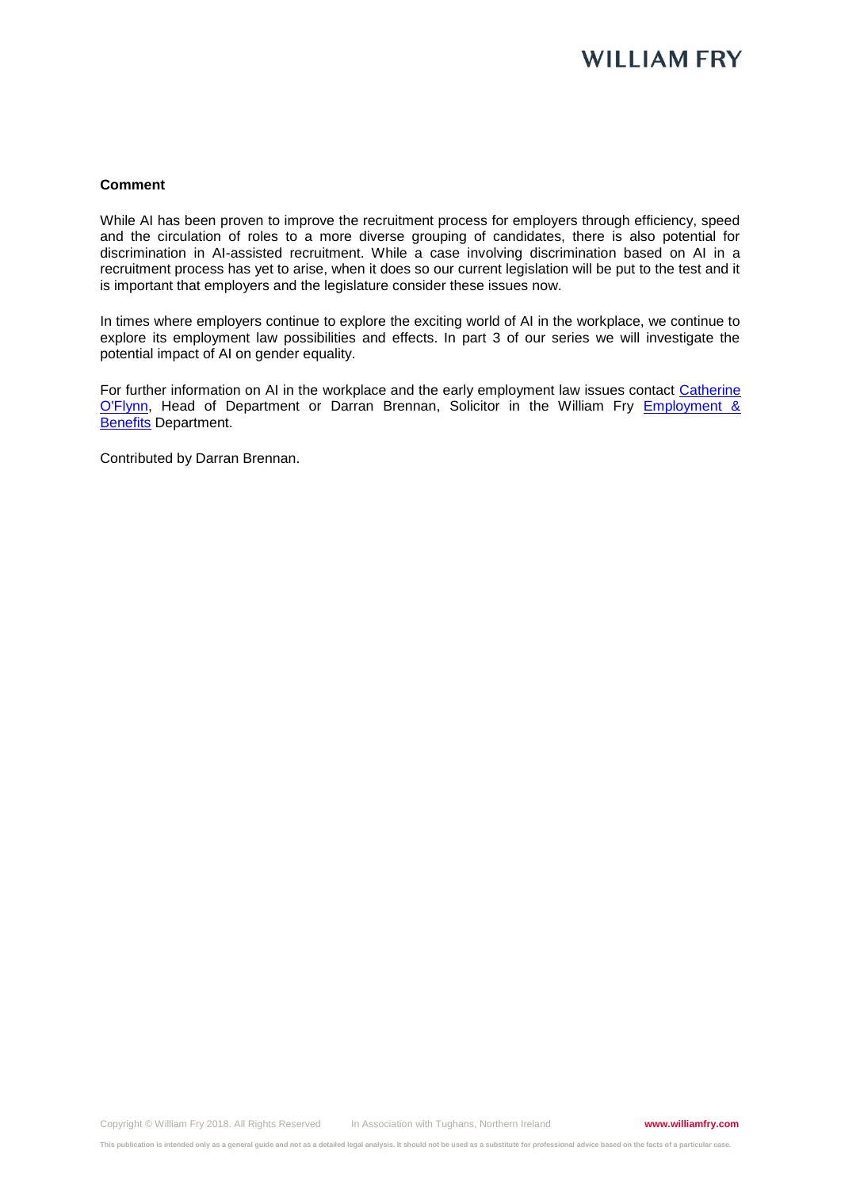**Comment**

While AI has been proven to improve the recruitment process for employers through efficiency, speed and the circulation of roles to a more diverse grouping of candidates, there is also potential for discrimination in AI-assisted recruitment. While a case involving discrimination based on AI in a recruitment process has yet to arise, when it does so our current legislation will be put to the test and it is important that employers and the legislature consider these issues now.

In times where employers continue to explore the exciting world of AI in the workplace, we continue to explore its employment law possibilities and effects. In part 3 of our series we will investigate the potential impact of AI on gender equality.

For further information on AI in the workplace and the early employment law issues contact Catherine O'Flynn, Head of Department or Darran Brennan, Solicitor in the William Fry Employment & Benefits Department.

Contributed by Darran Brennan.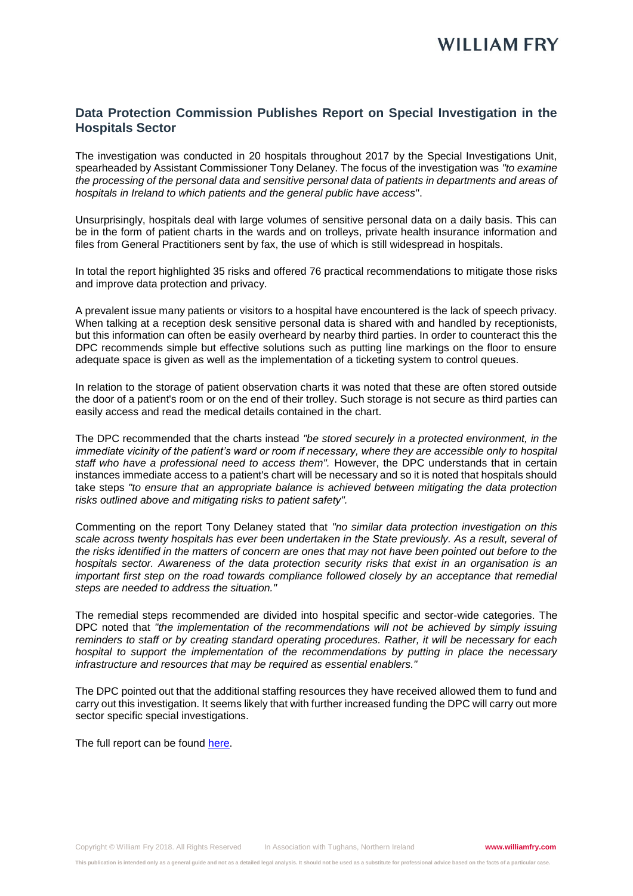## Data Protection Commission Publishes Report on Special Investigation in the Hospitals Sector

The investigation was conducted in 20 hospitals throughout 2017 by the Special Investigations Unit, spearheaded by Assistant Commissioner Tony Delaney. The focus of the investigation was *"to examine the processing of the personal data and sensitive personal data of patients in departments and areas of hospitals in Ireland to which patients and the general public have access*".

Unsurprisingly, hospitals deal with large volumes of sensitive personal data on a daily basis. This can be in the form of patient charts in the wards and on trolleys, private health insurance information and files from General Practitioners sent by fax, the use of which is still widespread in hospitals.

In total the report highlighted 35 risks and offered 76 practical recommendations to mitigate those risks and improve data protection and privacy.

A prevalent issue many patients or visitors to a hospital have encountered is the lack of speech privacy. When talking at a reception desk sensitive personal data is shared with and handled by receptionists, but this information can often be easily overheard by nearby third parties. In order to counteract this the DPC recommends simple but effective solutions such as putting line markings on the floor to ensure adequate space is given as well as the implementation of a ticketing system to control queues.

In relation to the storage of patient observation charts it was noted that these are often stored outside the door of a patient's room or on the end of their trolley. Such storage is not secure as third parties can easily access and read the medical details contained in the chart.

The DPC recommended that the charts instead *"be stored securely in a protected environment, in the immediate vicinity of the patient's ward or room if necessary, where they are accessible only to hospital staff who have a professional need to access them"*. However, the DPC understands that in certain instances immediate access to a patient's chart will be necessary and so it is noted that hospitals should take steps *"to ensure that an appropriate balance is achieved between mitigating the data protection risks outlined above and mitigating risks to patient safety"*.

Commenting on the report Tony Delaney stated that *"no similar data protection investigation on this scale across twenty hospitals has ever been undertaken in the State previously. As a result, several of the risks identified in the matters of concern are ones that may not have been pointed out before to the hospitals sector. Awareness of the data protection security risks that exist in an organisation is an important first step on the road towards compliance followed closely by an acceptance that remedial steps are needed to address the situation."*

The remedial steps recommended are divided into hospital specific and sector-wide categories. The DPC noted that *"the implementation of the recommendations will not be achieved by simply issuing reminders to staff or by creating standard operating procedures. Rather, it will be necessary for each hospital to support the implementation of the recommendations by putting in place the necessary infrastructure and resources that may be required as essential enablers."*

The DPC pointed out that the additional staffing resources they have received allowed them to fund and carry out this investigation. It seems likely that with further increased funding the DPC will carry out more sector specific special investigations.

The full report can be found here.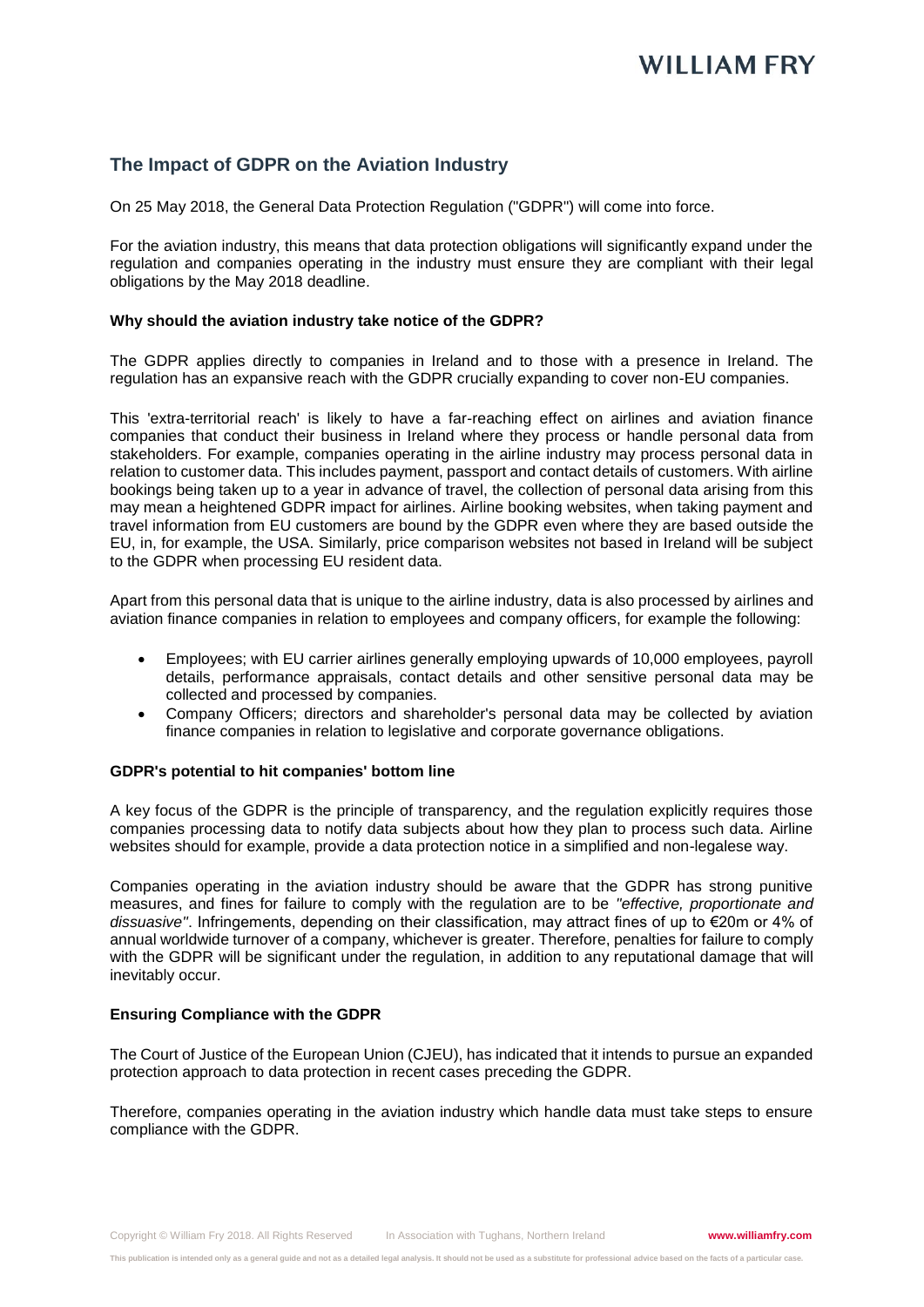## The Impact of GDPR on the Aviation Industry

On 25 May 2018, the General Data Protection Regulation ("GDPR") will come into force.

For the aviation industry, this means that data protection obligations will significantly expand under the regulation and companies operating in the industry must ensure they are compliant with their legal obligations by the May 2018 deadline.

**Why should the aviation industry take notice of the GDPR?**

The GDPR applies directly to companies in Ireland and to those with a presence in Ireland. The regulation has an expansive reach with the GDPR crucially expanding to cover non-EU companies.

This 'extra-territorial reach' is likely to have a far-reaching effect on airlines and aviation finance companies that conduct their business in Ireland where they process or handle personal data from stakeholders. For example, companies operating in the airline industry may process personal data in relation to customer data. This includes payment, passport and contact details of customers. With airline bookings being taken up to a year in advance of travel, the collection of personal data arising from this may mean a heightened GDPR impact for airlines. Airline booking websites, when taking payment and travel information from EU customers are bound by the GDPR even where they are based outside the EU, in, for example, the USA. Similarly, price comparison websites not based in Ireland will be subject to the GDPR when processing EU resident data.

Apart from this personal data that is unique to the airline industry, data is also processed by airlines and aviation finance companies in relation to employees and company officers, for example the following:

- Employees; with EU carrier airlines generally employing upwards of 10,000 employees, payroll details, performance appraisals, contact details and other sensitive personal data may be collected and processed by companies.
- Company Officers; directors and shareholder's personal data may be collected by aviation finance companies in relation to legislative and corporate governance obligations.

**GDPR's potential to hit companies' bottom line**

A key focus of the GDPR is the principle of transparency, and the regulation explicitly requires those companies processing data to notify data subjects about how they plan to process such data. Airline websites should for example, provide a data protection notice in a simplified and non-legalese way.

Companies operating in the aviation industry should be aware that the GDPR has strong punitive measures, and fines for failure to comply with the regulation are to be *"effective, proportionate and dissuasive"*. Infringements, depending on their classification, may attract fines of up to €20m or 4% of annual worldwide turnover of a company, whichever is greater. Therefore, penalties for failure to comply with the GDPR will be significant under the regulation, in addition to any reputational damage that will inevitably occur.

**Ensuring Compliance with the GDPR**

The Court of Justice of the European Union (CJEU), has indicated that it intends to pursue an expanded protection approach to data protection in recent cases preceding the GDPR.

Therefore, companies operating in the aviation industry which handle data must take steps to ensure compliance with the GDPR.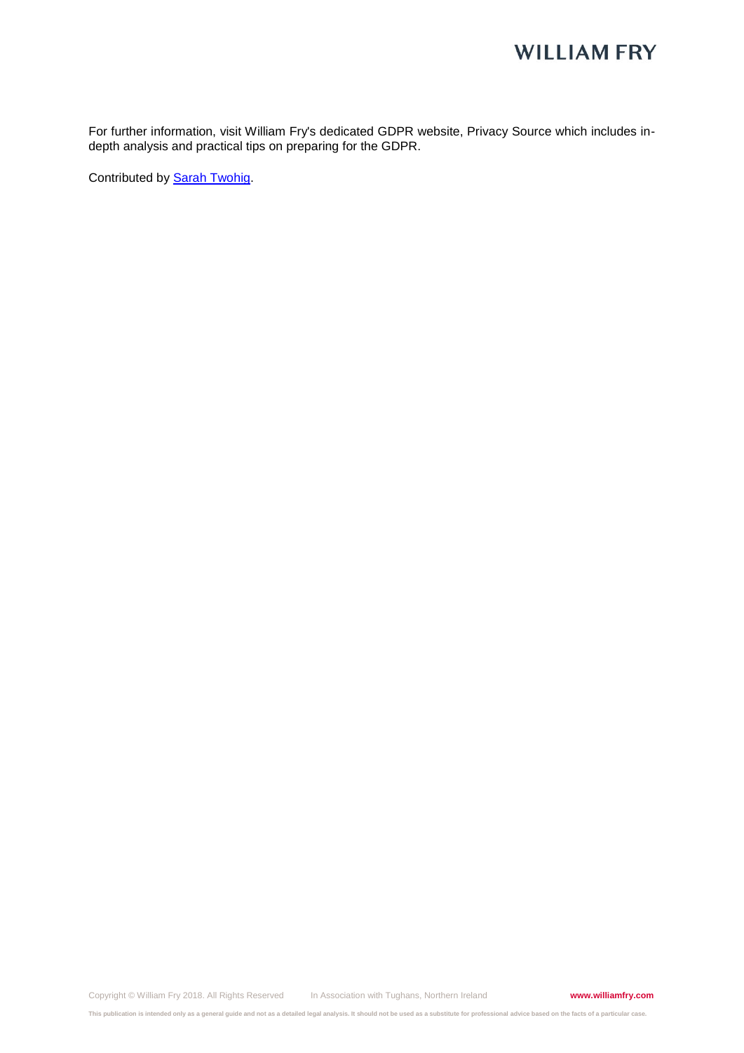For further information, visit William Fry's dedicated GDPR website, Privacy Source which includes in-depth analysis and practical tips on preparing for the GDPR.

Contributed by [Sarah Twohig](Sarah Twohig).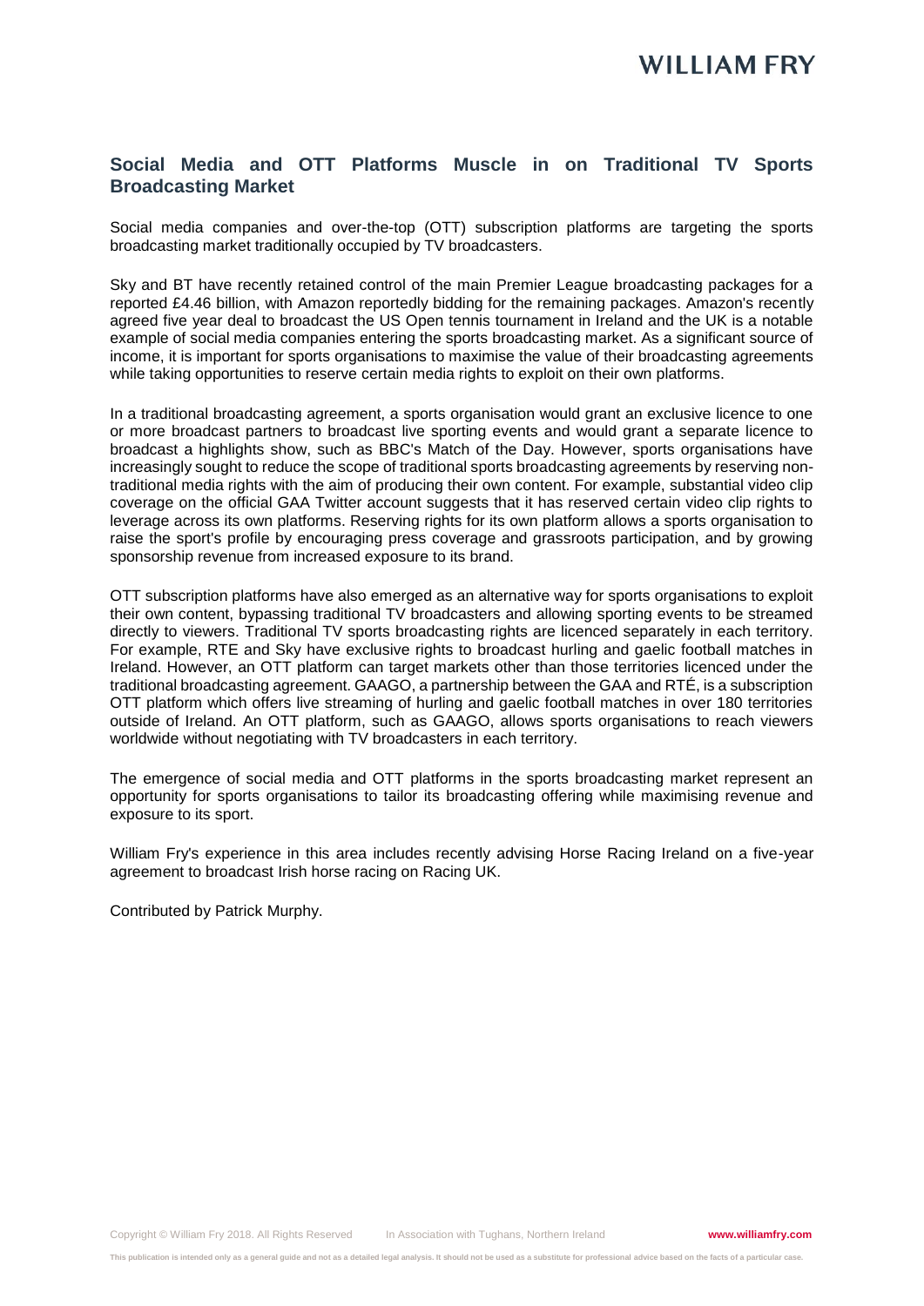## Social Media and OTT Platforms Muscle in on Traditional TV Sports Broadcasting Market

Social media companies and over-the-top (OTT) subscription platforms are targeting the sports broadcasting market traditionally occupied by TV broadcasters.

Sky and BT have recently retained control of the main Premier League broadcasting packages for a reported £4.46 billion, with Amazon reportedly bidding for the remaining packages. Amazon's recently agreed five year deal to broadcast the US Open tennis tournament in Ireland and the UK is a notable example of social media companies entering the sports broadcasting market. As a significant source of income, it is important for sports organisations to maximise the value of their broadcasting agreements while taking opportunities to reserve certain media rights to exploit on their own platforms.

In a traditional broadcasting agreement, a sports organisation would grant an exclusive licence to one or more broadcast partners to broadcast live sporting events and would grant a separate licence to broadcast a highlights show, such as BBC's Match of the Day. However, sports organisations have increasingly sought to reduce the scope of traditional sports broadcasting agreements by reserving non-traditional media rights with the aim of producing their own content. For example, substantial video clip coverage on the official GAA Twitter account suggests that it has reserved certain video clip rights to leverage across its own platforms. Reserving rights for its own platform allows a sports organisation to raise the sport's profile by encouraging press coverage and grassroots participation, and by growing sponsorship revenue from increased exposure to its brand.

OTT subscription platforms have also emerged as an alternative way for sports organisations to exploit their own content, bypassing traditional TV broadcasters and allowing sporting events to be streamed directly to viewers. Traditional TV sports broadcasting rights are licenced separately in each territory. For example, RTE and Sky have exclusive rights to broadcast hurling and gaelic football matches in Ireland. However, an OTT platform can target markets other than those territories licenced under the traditional broadcasting agreement. GAAGO, a partnership between the GAA and RTÉ, is a subscription OTT platform which offers live streaming of hurling and gaelic football matches in over 180 territories outside of Ireland. An OTT platform, such as GAAGO, allows sports organisations to reach viewers worldwide without negotiating with TV broadcasters in each territory.

The emergence of social media and OTT platforms in the sports broadcasting market represent an opportunity for sports organisations to tailor its broadcasting offering while maximising revenue and exposure to its sport.

William Fry's experience in this area includes recently advising Horse Racing Ireland on a five-year agreement to broadcast Irish horse racing on Racing UK.

Contributed by Patrick Murphy.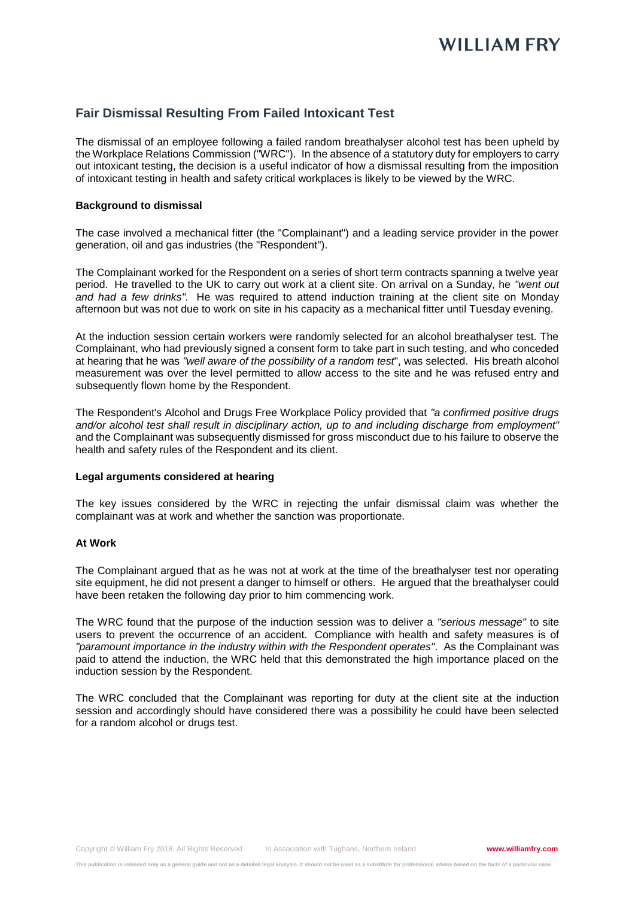## Fair Dismissal Resulting From Failed Intoxicant Test

The dismissal of an employee following a failed random breathalyser alcohol test has been upheld by the Workplace Relations Commission ("WRC"). In the absence of a statutory duty for employers to carry out intoxicant testing, the decision is a useful indicator of how a dismissal resulting from the imposition of intoxicant testing in health and safety critical workplaces is likely to be viewed by the WRC.

### Background to dismissal

The case involved a mechanical fitter (the "Complainant") and a leading service provider in the power generation, oil and gas industries (the "Respondent").

The Complainant worked for the Respondent on a series of short term contracts spanning a twelve year period. He travelled to the UK to carry out work at a client site. On arrival on a Sunday, he *"went out and had a few drinks"*. He was required to attend induction training at the client site on Monday afternoon but was not due to work on site in his capacity as a mechanical fitter until Tuesday evening.

At the induction session certain workers were randomly selected for an alcohol breathalyser test. The Complainant, who had previously signed a consent form to take part in such testing, and who conceded at hearing that he was *"well aware of the possibility of a random test*", was selected. His breath alcohol measurement was over the level permitted to allow access to the site and he was refused entry and subsequently flown home by the Respondent.

The Respondent's Alcohol and Drugs Free Workplace Policy provided that *"a confirmed positive drugs and/or alcohol test shall result in disciplinary action, up to and including discharge from employment"* and the Complainant was subsequently dismissed for gross misconduct due to his failure to observe the health and safety rules of the Respondent and its client.

### Legal arguments considered at hearing

The key issues considered by the WRC in rejecting the unfair dismissal claim was whether the complainant was at work and whether the sanction was proportionate.

### At Work

The Complainant argued that as he was not at work at the time of the breathalyser test nor operating site equipment, he did not present a danger to himself or others. He argued that the breathalyser could have been retaken the following day prior to him commencing work.

The WRC found that the purpose of the induction session was to deliver a *"serious message"* to site users to prevent the occurrence of an accident. Compliance with health and safety measures is of *"paramount importance in the industry within with the Respondent operates"*. As the Complainant was paid to attend the induction, the WRC held that this demonstrated the high importance placed on the induction session by the Respondent.

The WRC concluded that the Complainant was reporting for duty at the client site at the induction session and accordingly should have considered there was a possibility he could have been selected for a random alcohol or drugs test.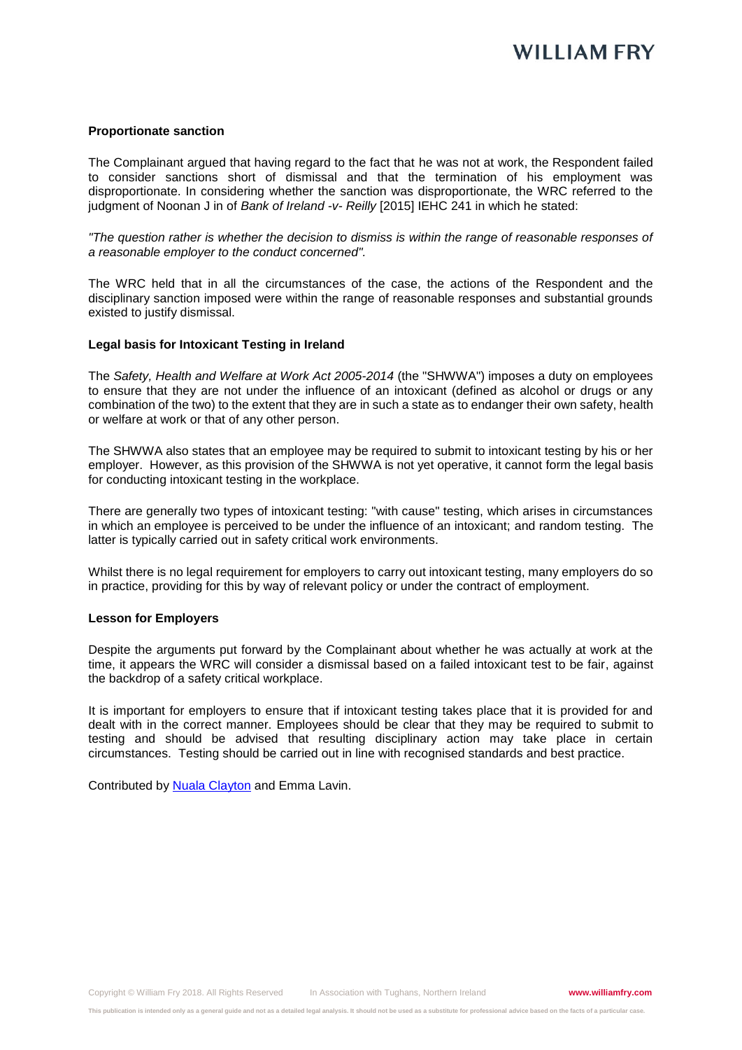**Proportionate sanction**

The Complainant argued that having regard to the fact that he was not at work, the Respondent failed to consider sanctions short of dismissal and that the termination of his employment was disproportionate. In considering whether the sanction was disproportionate, the WRC referred to the judgment of Noonan J in of *Bank of Ireland -v- Reilly* [2015] IEHC 241 in which he stated:

*"The question rather is whether the decision to dismiss is within the range of reasonable responses of a reasonable employer to the conduct concerned".*

The WRC held that in all the circumstances of the case, the actions of the Respondent and the disciplinary sanction imposed were within the range of reasonable responses and substantial grounds existed to justify dismissal.

**Legal basis for Intoxicant Testing in Ireland**

The *Safety, Health and Welfare at Work Act 2005-2014* (the "SHWWA") imposes a duty on employees to ensure that they are not under the influence of an intoxicant (defined as alcohol or drugs or any combination of the two) to the extent that they are in such a state as to endanger their own safety, health or welfare at work or that of any other person.

The SHWWA also states that an employee may be required to submit to intoxicant testing by his or her employer. However, as this provision of the SHWWA is not yet operative, it cannot form the legal basis for conducting intoxicant testing in the workplace.

There are generally two types of intoxicant testing: "with cause" testing, which arises in circumstances in which an employee is perceived to be under the influence of an intoxicant; and random testing. The latter is typically carried out in safety critical work environments.

Whilst there is no legal requirement for employers to carry out intoxicant testing, many employers do so in practice, providing for this by way of relevant policy or under the contract of employment.

**Lesson for Employers**

Despite the arguments put forward by the Complainant about whether he was actually at work at the time, it appears the WRC will consider a dismissal based on a failed intoxicant test to be fair, against the backdrop of a safety critical workplace.

It is important for employers to ensure that if intoxicant testing takes place that it is provided for and dealt with in the correct manner. Employees should be clear that they may be required to submit to testing and should be advised that resulting disciplinary action may take place in certain circumstances. Testing should be carried out in line with recognised standards and best practice.

Contributed by Nuala Clayton and Emma Lavin.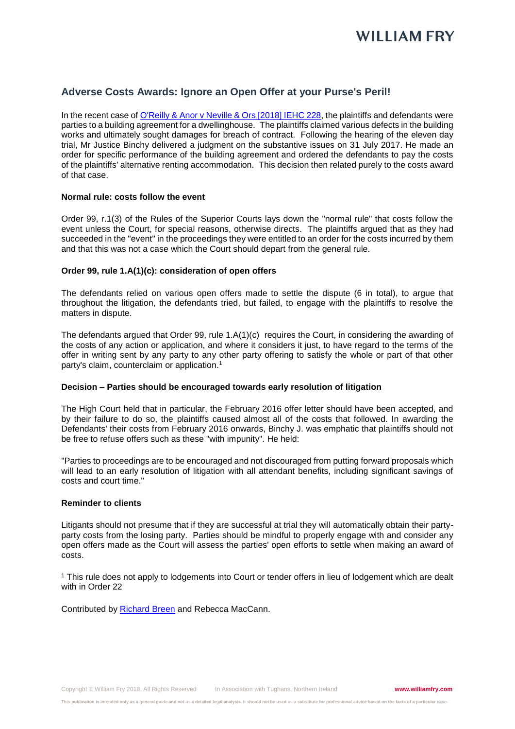## Adverse Costs Awards: Ignore an Open Offer at your Purse's Peril!

In the recent case of [O'Reilly & Anor v Neville & Ors [2018] IEHC 228](), the plaintiffs and defendants were parties to a building agreement for a dwellinghouse. The plaintiffs claimed various defects in the building works and ultimately sought damages for breach of contract. Following the hearing of the eleven day trial, Mr Justice Binchy delivered a judgment on the substantive issues on 31 July 2017. He made an order for specific performance of the building agreement and ordered the defendants to pay the costs of the plaintiffs' alternative renting accommodation. This decision then related purely to the costs award of that case.

**Normal rule: costs follow the event**

Order 99, r.1(3) of the Rules of the Superior Courts lays down the "normal rule" that costs follow the event unless the Court, for special reasons, otherwise directs. The plaintiffs argued that as they had succeeded in the "event" in the proceedings they were entitled to an order for the costs incurred by them and that this was not a case which the Court should depart from the general rule.

**Order 99, rule 1.A(1)(c): consideration of open offers**

The defendants relied on various open offers made to settle the dispute (6 in total), to argue that throughout the litigation, the defendants tried, but failed, to engage with the plaintiffs to resolve the matters in dispute.

The defendants argued that Order 99, rule 1.A(1)(c) requires the Court, in considering the awarding of the costs of any action or application, and where it considers it just, to have regard to the terms of the offer in writing sent by any party to any other party offering to satisfy the whole or part of that other party's claim, counterclaim or application.[1]

**Decision – Parties should be encouraged towards early resolution of litigation**

The High Court held that in particular, the February 2016 offer letter should have been accepted, and by their failure to do so, the plaintiffs caused almost all of the costs that followed. In awarding the Defendants' their costs from February 2016 onwards, Binchy J. was emphatic that plaintiffs should not be free to refuse offers such as these "with impunity". He held:

"Parties to proceedings are to be encouraged and not discouraged from putting forward proposals which will lead to an early resolution of litigation with all attendant benefits, including significant savings of costs and court time."

**Reminder to clients**

Litigants should not presume that if they are successful at trial they will automatically obtain their party-party costs from the losing party. Parties should be mindful to properly engage with and consider any open offers made as the Court will assess the parties' open efforts to settle when making an award of costs.

[1] This rule does not apply to lodgements into Court or tender offers in lieu of lodgement which are dealt with in Order 22

Contributed by [Richard Breen]() and Rebecca MacCann.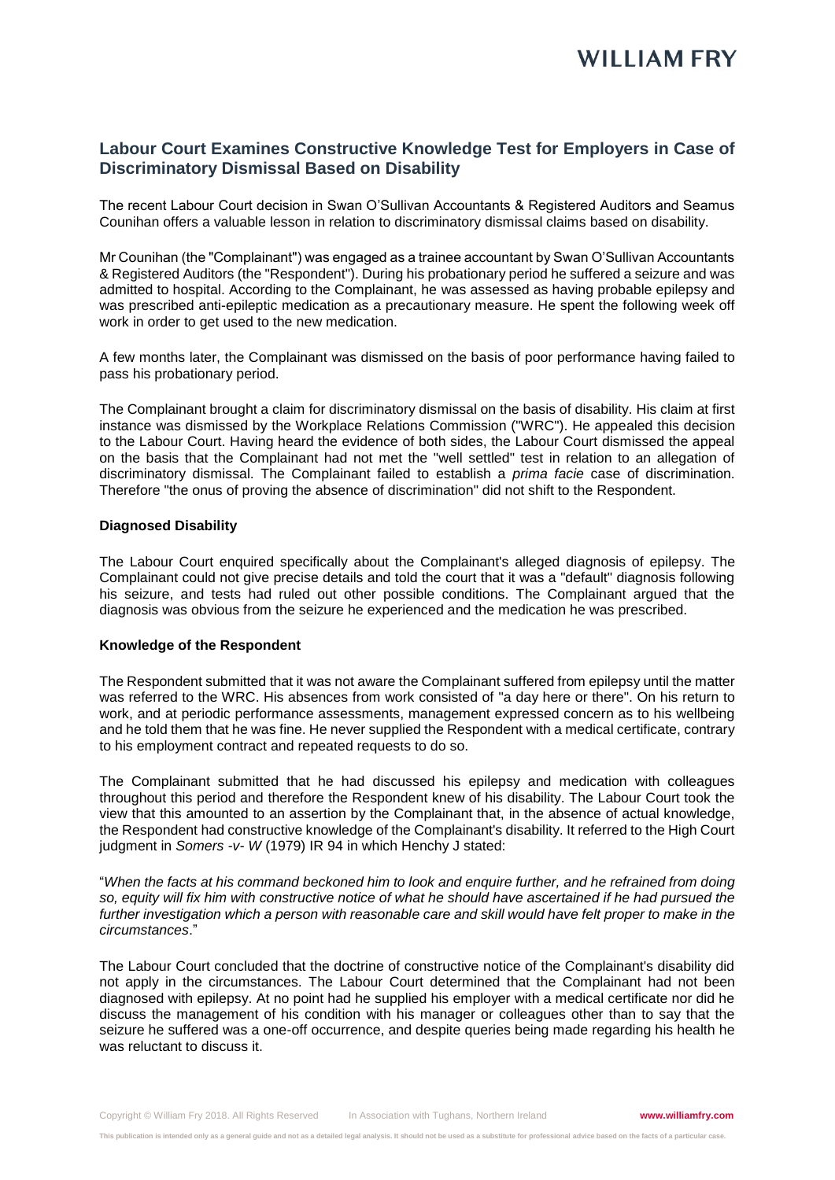## Labour Court Examines Constructive Knowledge Test for Employers in Case of Discriminatory Dismissal Based on Disability

The recent Labour Court decision in Swan O'Sullivan Accountants & Registered Auditors and Seamus Counihan offers a valuable lesson in relation to discriminatory dismissal claims based on disability.

Mr Counihan (the "Complainant") was engaged as a trainee accountant by Swan O'Sullivan Accountants & Registered Auditors (the "Respondent"). During his probationary period he suffered a seizure and was admitted to hospital. According to the Complainant, he was assessed as having probable epilepsy and was prescribed anti-epileptic medication as a precautionary measure. He spent the following week off work in order to get used to the new medication.

A few months later, the Complainant was dismissed on the basis of poor performance having failed to pass his probationary period.

The Complainant brought a claim for discriminatory dismissal on the basis of disability. His claim at first instance was dismissed by the Workplace Relations Commission ("WRC"). He appealed this decision to the Labour Court. Having heard the evidence of both sides, the Labour Court dismissed the appeal on the basis that the Complainant had not met the "well settled" test in relation to an allegation of discriminatory dismissal. The Complainant failed to establish a *prima facie* case of discrimination. Therefore "the onus of proving the absence of discrimination" did not shift to the Respondent.

### Diagnosed Disability

The Labour Court enquired specifically about the Complainant's alleged diagnosis of epilepsy. The Complainant could not give precise details and told the court that it was a "default" diagnosis following his seizure, and tests had ruled out other possible conditions. The Complainant argued that the diagnosis was obvious from the seizure he experienced and the medication he was prescribed.

### Knowledge of the Respondent

The Respondent submitted that it was not aware the Complainant suffered from epilepsy until the matter was referred to the WRC. His absences from work consisted of "a day here or there". On his return to work, and at periodic performance assessments, management expressed concern as to his wellbeing and he told them that he was fine. He never supplied the Respondent with a medical certificate, contrary to his employment contract and repeated requests to do so.

The Complainant submitted that he had discussed his epilepsy and medication with colleagues throughout this period and therefore the Respondent knew of his disability. The Labour Court took the view that this amounted to an assertion by the Complainant that, in the absence of actual knowledge, the Respondent had constructive knowledge of the Complainant's disability. It referred to the High Court judgment in *Somers -v- W* (1979) IR 94 in which Henchy J stated:

"*When the facts at his command beckoned him to look and enquire further, and he refrained from doing so, equity will fix him with constructive notice of what he should have ascertained if he had pursued the further investigation which a person with reasonable care and skill would have felt proper to make in the circumstances*."

The Labour Court concluded that the doctrine of constructive notice of the Complainant's disability did not apply in the circumstances. The Labour Court determined that the Complainant had not been diagnosed with epilepsy. At no point had he supplied his employer with a medical certificate nor did he discuss the management of his condition with his manager or colleagues other than to say that the seizure he suffered was a one-off occurrence, and despite queries being made regarding his health he was reluctant to discuss it.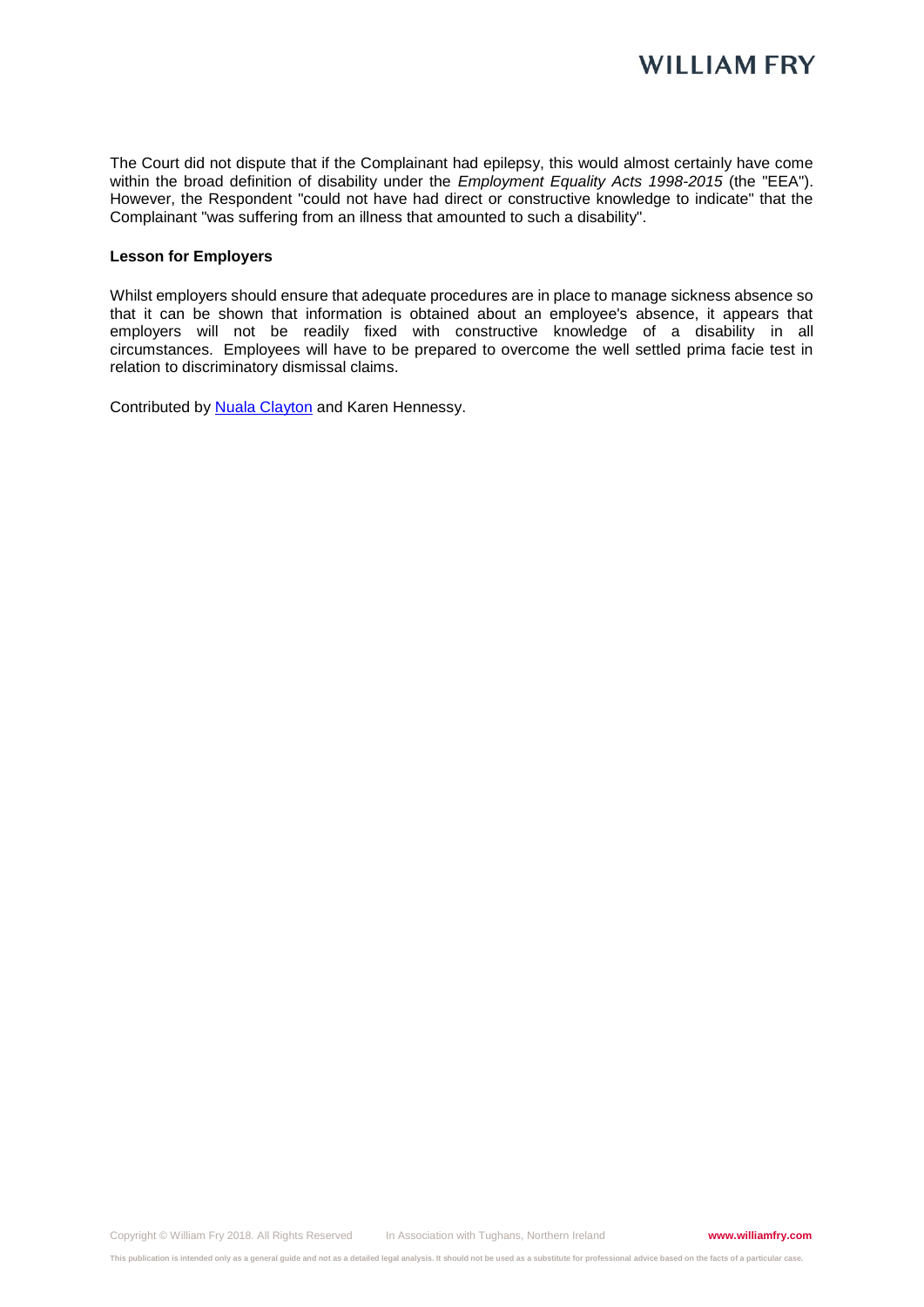The Court did not dispute that if the Complainant had epilepsy, this would almost certainly have come within the broad definition of disability under the *Employment Equality Acts 1998-2015* (the "EEA"). However, the Respondent "could not have had direct or constructive knowledge to indicate" that the Complainant "was suffering from an illness that amounted to such a disability".

**Lesson for Employers**

Whilst employers should ensure that adequate procedures are in place to manage sickness absence so that it can be shown that information is obtained about an employee's absence, it appears that employers will not be readily fixed with constructive knowledge of a disability in all circumstances. Employees will have to be prepared to overcome the well settled prima facie test in relation to discriminatory dismissal claims.

Contributed by Nuala Clayton and Karen Hennessy.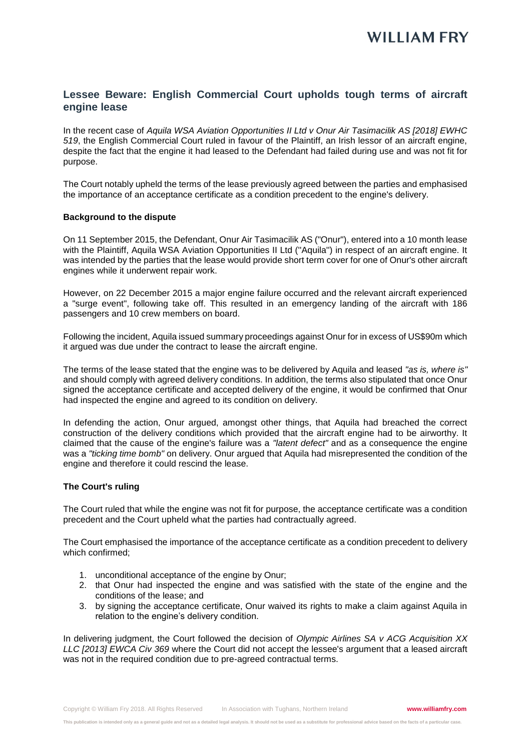## Lessee Beware: English Commercial Court upholds tough terms of aircraft engine lease

In the recent case of *Aquila WSA Aviation Opportunities II Ltd v Onur Air Tasimacilik AS [2018] EWHC 519*, the English Commercial Court ruled in favour of the Plaintiff, an Irish lessor of an aircraft engine, despite the fact that the engine it had leased to the Defendant had failed during use and was not fit for purpose.

The Court notably upheld the terms of the lease previously agreed between the parties and emphasised the importance of an acceptance certificate as a condition precedent to the engine's delivery.

**Background to the dispute**

On 11 September 2015, the Defendant, Onur Air Tasimacilik AS ("Onur"), entered into a 10 month lease with the Plaintiff, Aquila WSA Aviation Opportunities II Ltd ("Aquila") in respect of an aircraft engine. It was intended by the parties that the lease would provide short term cover for one of Onur's other aircraft engines while it underwent repair work.

However, on 22 December 2015 a major engine failure occurred and the relevant aircraft experienced a "surge event", following take off. This resulted in an emergency landing of the aircraft with 186 passengers and 10 crew members on board.

Following the incident, Aquila issued summary proceedings against Onur for in excess of US$90m which it argued was due under the contract to lease the aircraft engine.

The terms of the lease stated that the engine was to be delivered by Aquila and leased *"as is, where is"* and should comply with agreed delivery conditions. In addition, the terms also stipulated that once Onur signed the acceptance certificate and accepted delivery of the engine, it would be confirmed that Onur had inspected the engine and agreed to its condition on delivery.

In defending the action, Onur argued, amongst other things, that Aquila had breached the correct construction of the delivery conditions which provided that the aircraft engine had to be airworthy. It claimed that the cause of the engine's failure was a *"latent defect"* and as a consequence the engine was a *"ticking time bomb"* on delivery. Onur argued that Aquila had misrepresented the condition of the engine and therefore it could rescind the lease.

**The Court's ruling**

The Court ruled that while the engine was not fit for purpose, the acceptance certificate was a condition precedent and the Court upheld what the parties had contractually agreed.

The Court emphasised the importance of the acceptance certificate as a condition precedent to delivery which confirmed;

1. unconditional acceptance of the engine by Onur;
2. that Onur had inspected the engine and was satisfied with the state of the engine and the conditions of the lease; and
3. by signing the acceptance certificate, Onur waived its rights to make a claim against Aquila in relation to the engine's delivery condition.

In delivering judgment, the Court followed the decision of *Olympic Airlines SA v ACG Acquisition XX LLC [2013] EWCA Civ 369* where the Court did not accept the lessee's argument that a leased aircraft was not in the required condition due to pre-agreed contractual terms.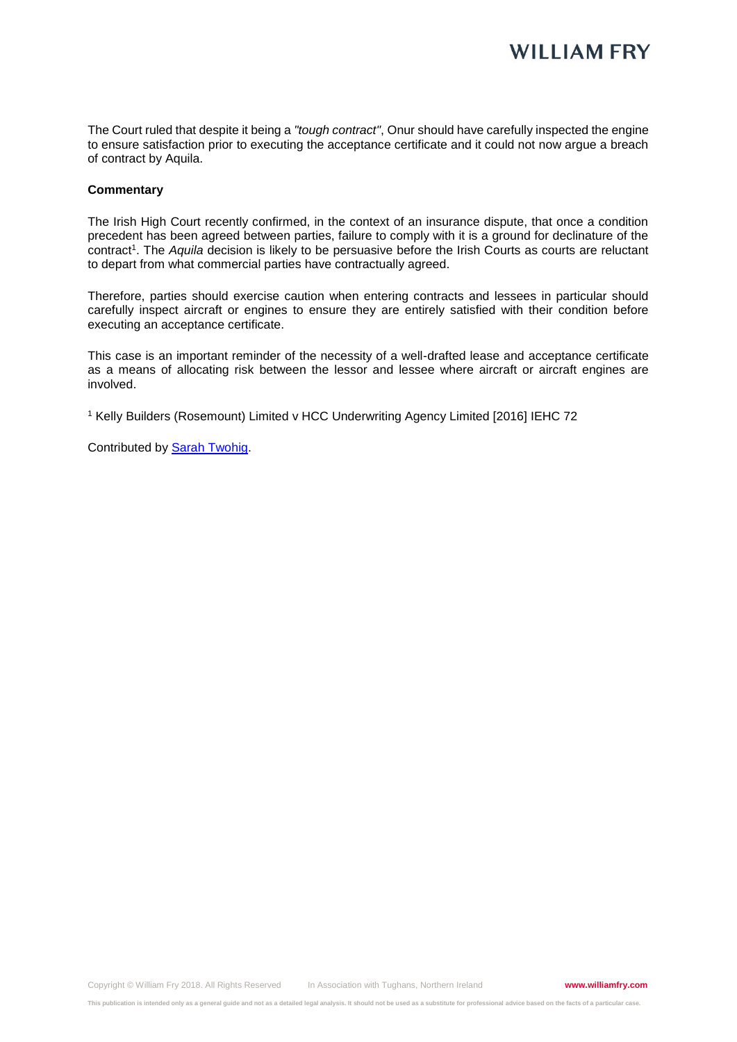The Court ruled that despite it being a *"tough contract"*, Onur should have carefully inspected the engine to ensure satisfaction prior to executing the acceptance certificate and it could not now argue a breach of contract by Aquila.

**Commentary**

The Irish High Court recently confirmed, in the context of an insurance dispute, that once a condition precedent has been agreed between parties, failure to comply with it is a ground for declinature of the contract[1]. The *Aquila* decision is likely to be persuasive before the Irish Courts as courts are reluctant to depart from what commercial parties have contractually agreed.

Therefore, parties should exercise caution when entering contracts and lessees in particular should carefully inspect aircraft or engines to ensure they are entirely satisfied with their condition before executing an acceptance certificate.

This case is an important reminder of the necessity of a well-drafted lease and acceptance certificate as a means of allocating risk between the lessor and lessee where aircraft or aircraft engines are involved.

[1] Kelly Builders (Rosemount) Limited v HCC Underwriting Agency Limited [2016] IEHC 72

Contributed by Sarah Twohig.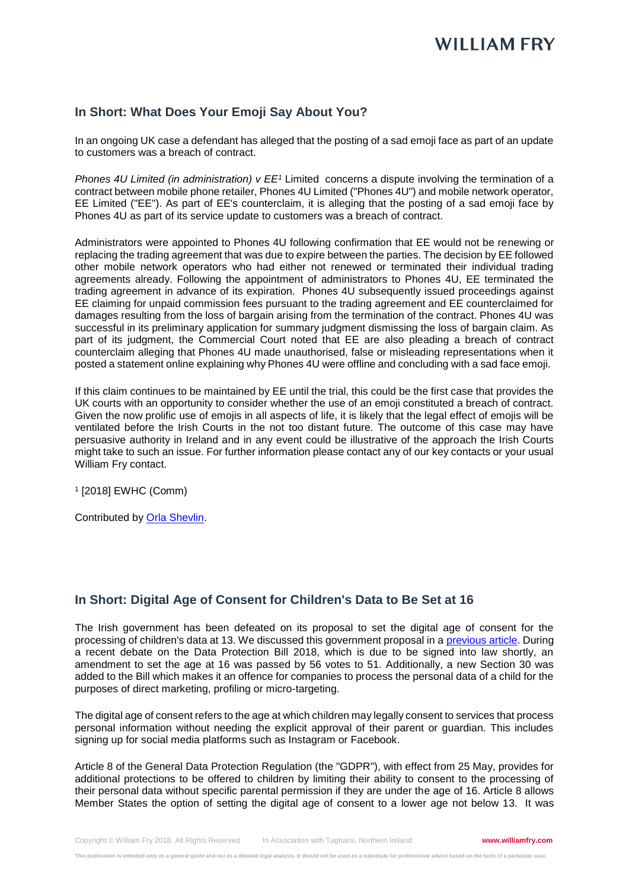## In Short: What Does Your Emoji Say About You?

In an ongoing UK case a defendant has alleged that the posting of a sad emoji face as part of an update to customers was a breach of contract.

*Phones 4U Limited (in administration) v EE*[1] Limited concerns a dispute involving the termination of a contract between mobile phone retailer, Phones 4U Limited ("Phones 4U") and mobile network operator, EE Limited ("EE"). As part of EE's counterclaim, it is alleging that the posting of a sad emoji face by Phones 4U as part of its service update to customers was a breach of contract.

Administrators were appointed to Phones 4U following confirmation that EE would not be renewing or replacing the trading agreement that was due to expire between the parties. The decision by EE followed other mobile network operators who had either not renewed or terminated their individual trading agreements already. Following the appointment of administrators to Phones 4U, EE terminated the trading agreement in advance of its expiration. Phones 4U subsequently issued proceedings against EE claiming for unpaid commission fees pursuant to the trading agreement and EE counterclaimed for damages resulting from the loss of bargain arising from the termination of the contract. Phones 4U was successful in its preliminary application for summary judgment dismissing the loss of bargain claim. As part of its judgment, the Commercial Court noted that EE are also pleading a breach of contract counterclaim alleging that Phones 4U made unauthorised, false or misleading representations when it posted a statement online explaining why Phones 4U were offline and concluding with a sad face emoji.

If this claim continues to be maintained by EE until the trial, this could be the first case that provides the UK courts with an opportunity to consider whether the use of an emoji constituted a breach of contract. Given the now prolific use of emojis in all aspects of life, it is likely that the legal effect of emojis will be ventilated before the Irish Courts in the not too distant future. The outcome of this case may have persuasive authority in Ireland and in any event could be illustrative of the approach the Irish Courts might take to such an issue. For further information please contact any of our key contacts or your usual William Fry contact.

[1] [2018] EWHC (Comm)

Contributed by Orla Shevlin.

## In Short: Digital Age of Consent for Children's Data to Be Set at 16

The Irish government has been defeated on its proposal to set the digital age of consent for the processing of children's data at 13. We discussed this government proposal in a previous article. During a recent debate on the Data Protection Bill 2018, which is due to be signed into law shortly, an amendment to set the age at 16 was passed by 56 votes to 51. Additionally, a new Section 30 was added to the Bill which makes it an offence for companies to process the personal data of a child for the purposes of direct marketing, profiling or micro-targeting.

The digital age of consent refers to the age at which children may legally consent to services that process personal information without needing the explicit approval of their parent or guardian. This includes signing up for social media platforms such as Instagram or Facebook.

Article 8 of the General Data Protection Regulation (the "GDPR"), with effect from 25 May, provides for additional protections to be offered to children by limiting their ability to consent to the processing of their personal data without specific parental permission if they are under the age of 16. Article 8 allows Member States the option of setting the digital age of consent to a lower age not below 13. It was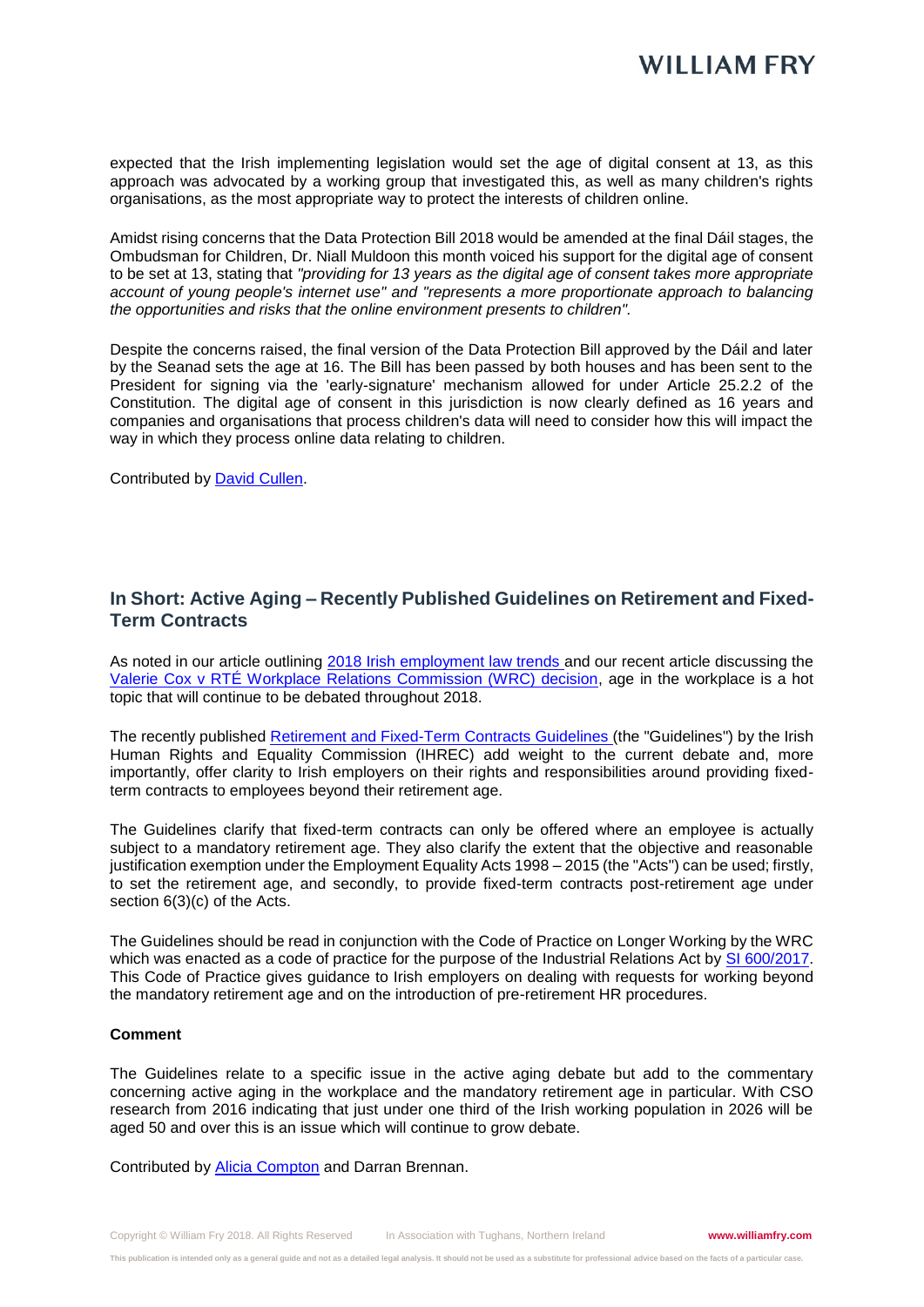expected that the Irish implementing legislation would set the age of digital consent at 13, as this approach was advocated by a working group that investigated this, as well as many children's rights organisations, as the most appropriate way to protect the interests of children online.

Amidst rising concerns that the Data Protection Bill 2018 would be amended at the final Dáil stages, the Ombudsman for Children, Dr. Niall Muldoon this month voiced his support for the digital age of consent to be set at 13, stating that *"providing for 13 years as the digital age of consent takes more appropriate account of young people's internet use"* and *"represents a more proportionate approach to balancing the opportunities and risks that the online environment presents to children".*

Despite the concerns raised, the final version of the Data Protection Bill approved by the Dáil and later by the Seanad sets the age at 16. The Bill has been passed by both houses and has been sent to the President for signing via the 'early-signature' mechanism allowed for under Article 25.2.2 of the Constitution. The digital age of consent in this jurisdiction is now clearly defined as 16 years and companies and organisations that process children's data will need to consider how this will impact the way in which they process online data relating to children.

Contributed by David Cullen.

## In Short: Active Aging – Recently Published Guidelines on Retirement and Fixed-Term Contracts

As noted in our article outlining 2018 Irish employment law trends and our recent article discussing the Valerie Cox v RTÉ Workplace Relations Commission (WRC) decision, age in the workplace is a hot topic that will continue to be debated throughout 2018.

The recently published Retirement and Fixed-Term Contracts Guidelines (the "Guidelines") by the Irish Human Rights and Equality Commission (IHREC) add weight to the current debate and, more importantly, offer clarity to Irish employers on their rights and responsibilities around providing fixed-term contracts to employees beyond their retirement age.

The Guidelines clarify that fixed-term contracts can only be offered where an employee is actually subject to a mandatory retirement age. They also clarify the extent that the objective and reasonable justification exemption under the Employment Equality Acts 1998 – 2015 (the "Acts") can be used; firstly, to set the retirement age, and secondly, to provide fixed-term contracts post-retirement age under section 6(3)(c) of the Acts.

The Guidelines should be read in conjunction with the Code of Practice on Longer Working by the WRC which was enacted as a code of practice for the purpose of the Industrial Relations Act by SI 600/2017. This Code of Practice gives guidance to Irish employers on dealing with requests for working beyond the mandatory retirement age and on the introduction of pre-retirement HR procedures.

**Comment**

The Guidelines relate to a specific issue in the active aging debate but add to the commentary concerning active aging in the workplace and the mandatory retirement age in particular. With CSO research from 2016 indicating that just under one third of the Irish working population in 2026 will be aged 50 and over this is an issue which will continue to grow debate.

Contributed by Alicia Compton and Darran Brennan.